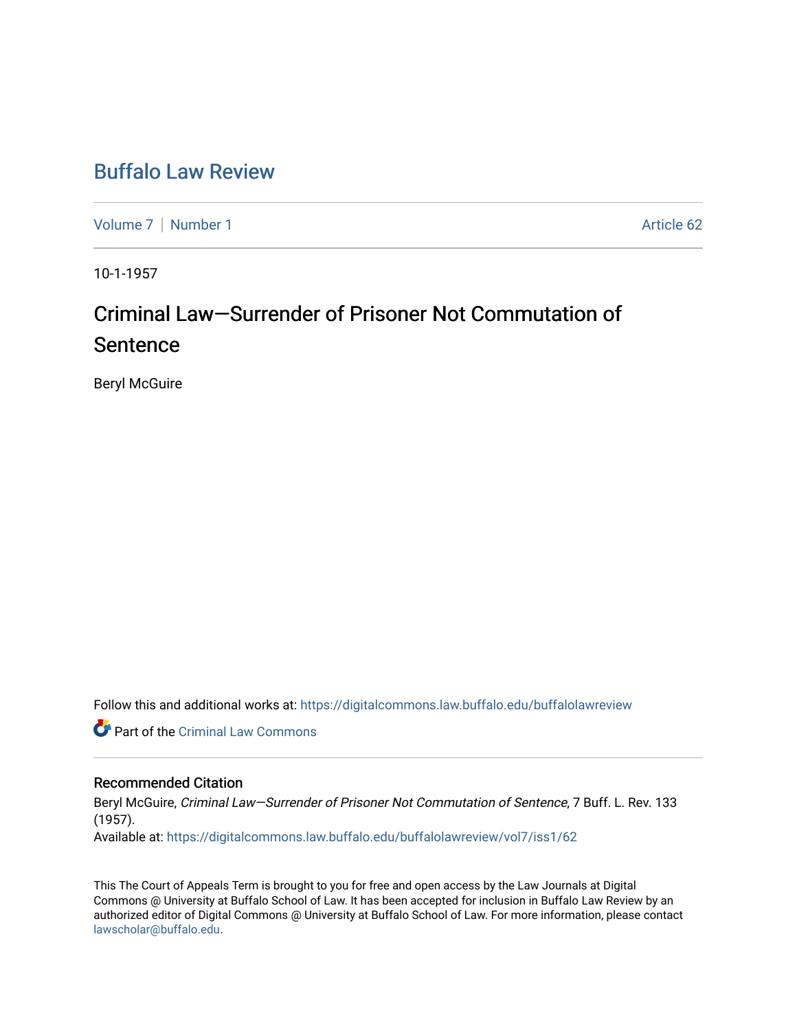# Buffalo Law Review

Volume 7 | Number 1 Article 62

10-1-1957

## Criminal Law—Surrender of Prisoner Not Commutation of Sentence

Beryl McGuire

Follow this and additional works at: https://digitalcommons.law.buffalo.edu/buffalolawreview

Part of the Criminal Law Commons

### Recommended Citation

Beryl McGuire, *Criminal Law—Surrender of Prisoner Not Commutation of Sentence*, 7 Buff. L. Rev. 133 (1957).

Available at: https://digitalcommons.law.buffalo.edu/buffalolawreview/vol7/iss1/62

This The Court of Appeals Term is brought to you for free and open access by the Law Journals at Digital Commons @ University at Buffalo School of Law. It has been accepted for inclusion in Buffalo Law Review by an authorized editor of Digital Commons @ University at Buffalo School of Law. For more information, please contact lawscholar@buffalo.edu.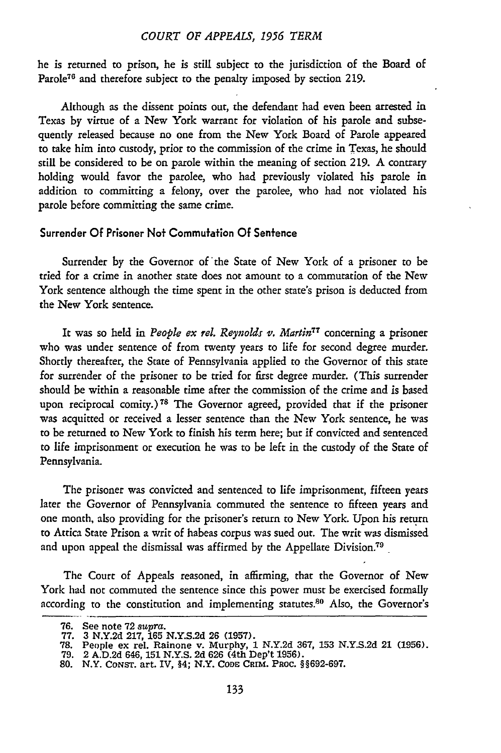he is returned to prison, he is still subject to the jurisdiction of the Board of Parole[76] and therefore subject to the penalty imposed by section 219.

Although as the dissent points out, the defendant had even been arrested in Texas by virtue of a New York warrant for violation of his parole and subsequently released because no one from the New York Board of Parole appeared to take him into custody, prior to the commission of the crime in Texas, he should still be considered to be on parole within the meaning of section 219. A contrary holding would favor the parolee, who had previously violated his parole in addition to committing a felony, over the parolee, who had not violated his parole before committing the same crime.

### Surrender Of Prisoner Not Commutation Of Sentence

Surrender by the Governor of the State of New York of a prisoner to be tried for a crime in another state does not amount to a commutation of the New York sentence although the time spent in the other state's prison is deducted from the New York sentence.

It was so held in *People ex rel. Reynolds v. Martin*[77] concerning a prisoner who was under sentence of from twenty years to life for second degree murder. Shortly thereafter, the State of Pennsylvania applied to the Governor of this state for surrender of the prisoner to be tried for first degree murder. (This surrender should be within a reasonable time after the commission of the crime and is based upon reciprocal comity.)[78] The Governor agreed, provided that if the prisoner was acquitted or received a lesser sentence than the New York sentence, he was to be returned to New York to finish his term here; but if convicted and sentenced to life imprisonment or execution he was to be left in the custody of the State of Pennsylvania.

The prisoner was convicted and sentenced to life imprisonment, fifteen years later the Governor of Pennsylvania commuted the sentence to fifteen years and one month, also providing for the prisoner's return to New York. Upon his return to Attica State Prison a writ of habeas corpus was sued out. The writ was dismissed and upon appeal the dismissal was affirmed by the Appellate Division.[79]

The Court of Appeals reasoned, in affirming, that the Governor of New York had not commuted the sentence since this power must be exercised formally according to the constitution and implementing statutes.[80] Also, the Governor's

---

76. See note 72 *supra*.
77. 3 N.Y.2d 217, 165 N.Y.S.2d 26 (1957).
78. People ex rel. Rainone v. Murphy, 1 N.Y.2d 367, 153 N.Y.S.2d 21 (1956).
79. 2 A.D.2d 646, 151 N.Y.S. 2d 626 (4th Dep't 1956).
80. N.Y. CONST. art. IV, §4; N.Y. CODE CRIM. PROC. §§692-697.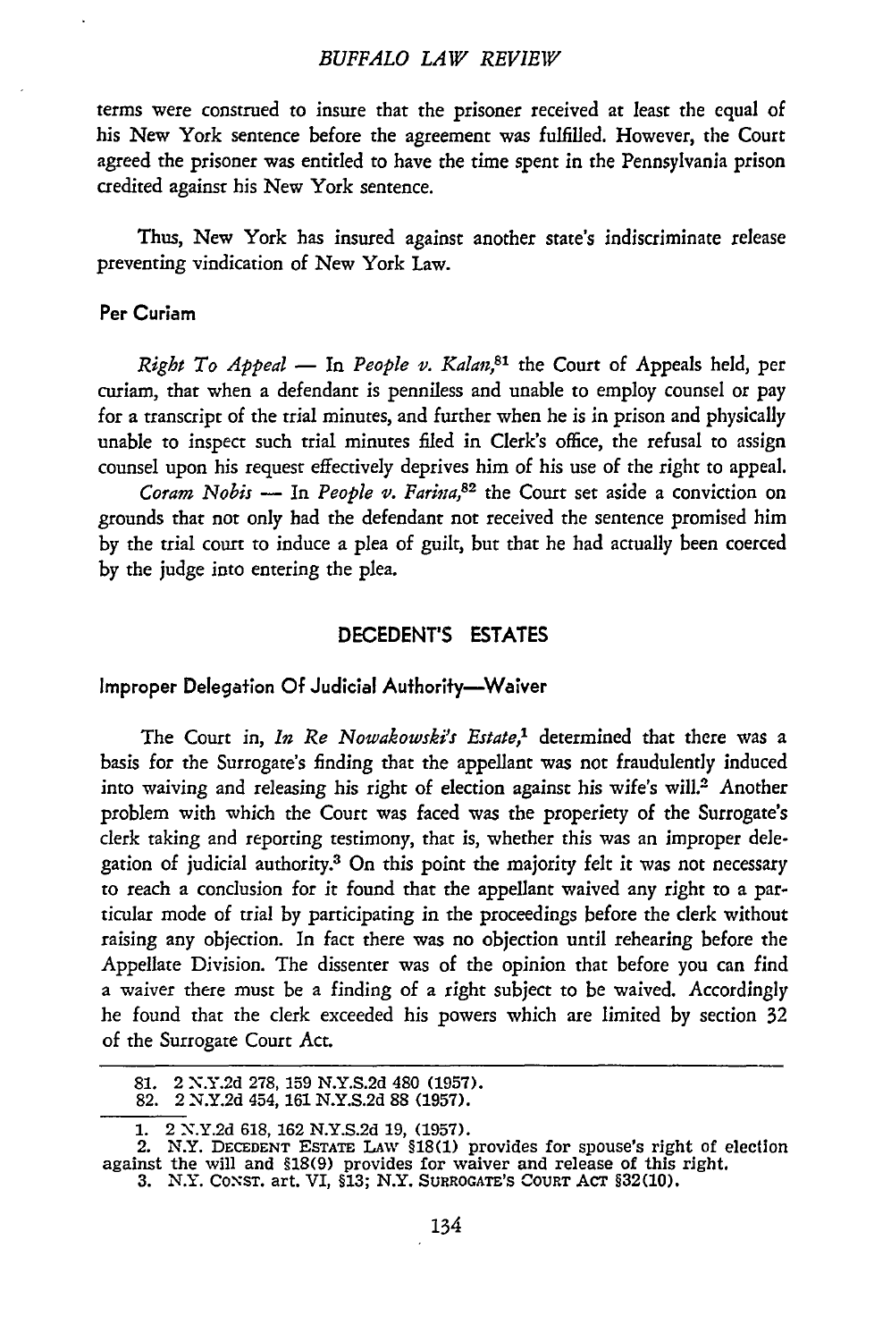terms were construed to insure that the prisoner received at least the equal of his New York sentence before the agreement was fulfilled. However, the Court agreed the prisoner was entitled to have the time spent in the Pennsylvania prison credited against his New York sentence.

Thus, New York has insured against another state's indiscriminate release preventing vindication of New York Law.

### Per Curiam

*Right To Appeal* — In *People v. Kalan*,[81] the Court of Appeals held, per curiam, that when a defendant is penniless and unable to employ counsel or pay for a transcript of the trial minutes, and further when he is in prison and physically unable to inspect such trial minutes filed in Clerk's office, the refusal to assign counsel upon his request effectively deprives him of his use of the right to appeal.

*Coram Nobis* — In *People v. Farina*,[82] the Court set aside a conviction on grounds that not only had the defendant not received the sentence promised him by the trial court to induce a plea of guilt, but that he had actually been coerced by the judge into entering the plea.

## DECEDENT'S ESTATES

### Improper Delegation Of Judicial Authority—Waiver

The Court in, *In Re Nowakowski's Estate*,[1] determined that there was a basis for the Surrogate's finding that the appellant was not fraudulently induced into waiving and releasing his right of election against his wife's will.[2] Another problem with which the Court was faced was the properiety of the Surrogate's clerk taking and reporting testimony, that is, whether this was an improper delegation of judicial authority.[3] On this point the majority felt it was not necessary to reach a conclusion for it found that the appellant waived any right to a particular mode of trial by participating in the proceedings before the clerk without raising any objection. In fact there was no objection until rehearing before the Appellate Division. The dissenter was of the opinion that before you can find a waiver there must be a finding of a right subject to be waived. Accordingly he found that the clerk exceeded his powers which are limited by section 32 of the Surrogate Court Act.

---

81. 2 N.Y.2d 278, 159 N.Y.S.2d 480 (1957).
82. 2 N.Y.2d 454, 161 N.Y.S.2d 88 (1957).

1. 2 N.Y.2d 618, 162 N.Y.S.2d 19, (1957).
2. N.Y. DECEDENT ESTATE LAW §18(1) provides for spouse's right of election against the will and §18(9) provides for waiver and release of this right.
3. N.Y. CONST. art. VI, §13; N.Y. SURROGATE'S COURT ACT §32(10).